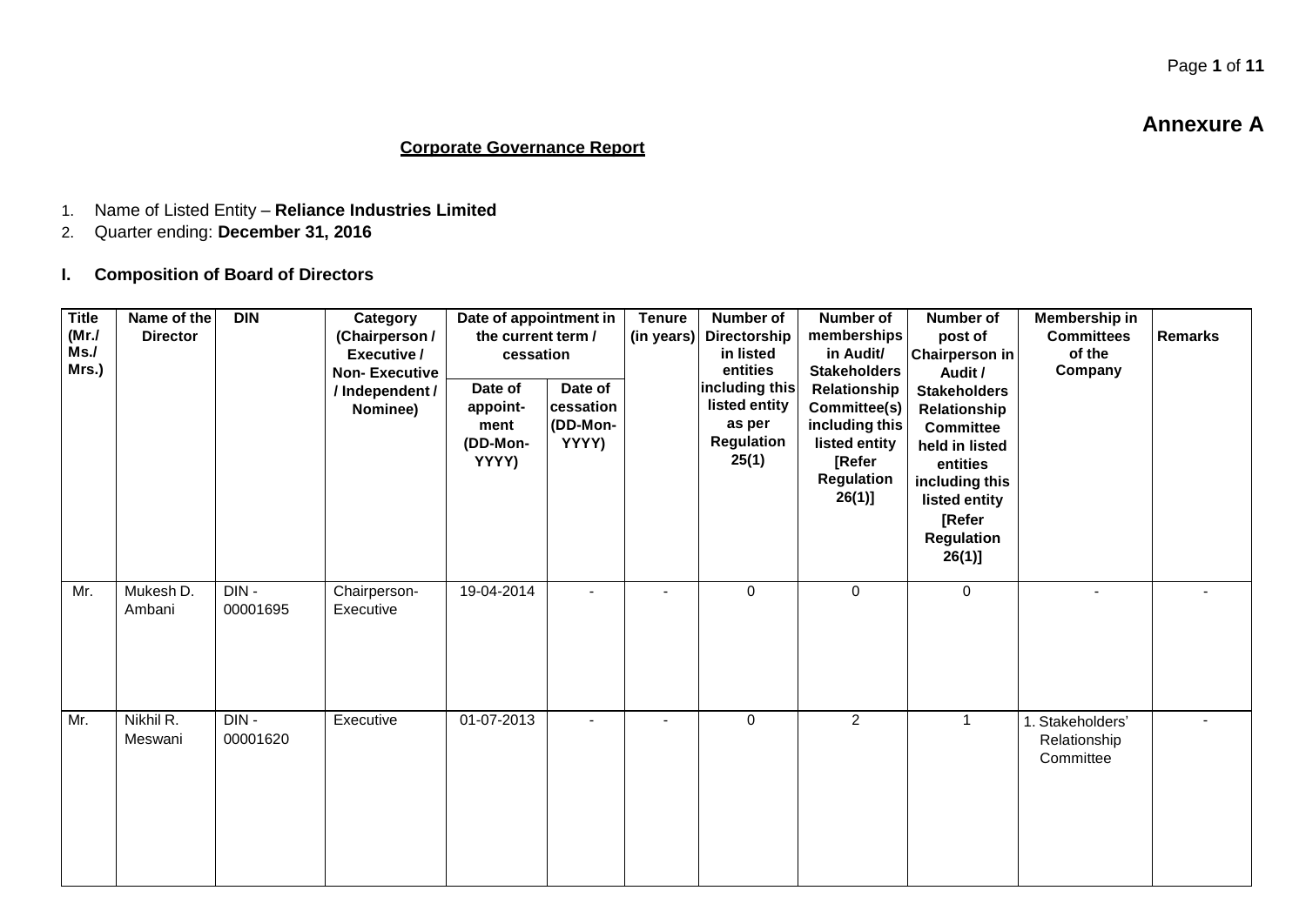**Annexure A**

## Corporate Governance Report

1. Name of Listed Entity – **Reliance Industries Limited**
2. Quarter ending: **December 31, 2016**

### I. Composition of Board of Directors

| Title (Mr./ Ms./ Mrs.) | Name of the Director | DIN | Category (Chairperson / Executive / Non- Executive / Independent / Nominee) | Date of appointment in the current term / cessation | | Tenure (in years) | Number of Directorship in listed entities including this listed entity as per Regulation 25(1) | Number of memberships in Audit/ Stakeholders Relationship Committee(s) including this listed entity [Refer Regulation 26(1)] | Number of post of Chairperson in Audit / Stakeholders Relationship Committee held in listed entities including this listed entity [Refer Regulation 26(1)] | Membership in Committees of the Company | Remarks |
|---|---|---|---|---|---|---|---|---|---|---|---|
| | | | | Date of appoint-ment (DD-Mon-YYYY) | Date of cessation (DD-Mon-YYYY) | | | | | | |
| Mr. | Mukesh D. Ambani | DIN - 00001695 | Chairperson-Executive | 19-04-2014 | - | - | 0 | 0 | 0 | - | - |
| Mr. | Nikhil R. Meswani | DIN - 00001620 | Executive | 01-07-2013 | - | - | 0 | 2 | 1 | 1. Stakeholders' Relationship Committee | - |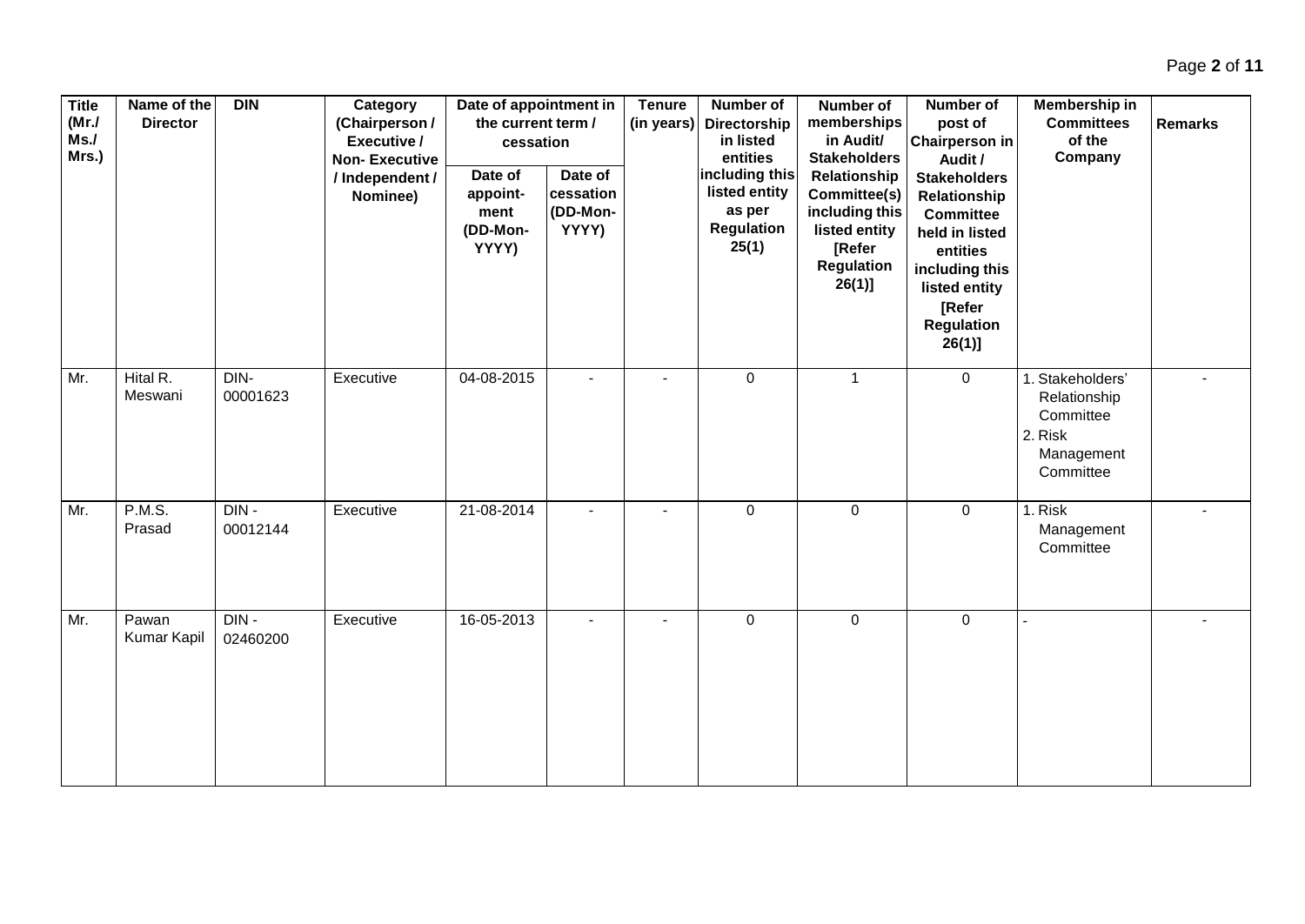| Title (Mr./ Ms./ Mrs.) | Name of the Director | DIN | Category (Chairperson / Executive / Non- Executive / Independent / Nominee) | Date of appointment in the current term / cessation | | Tenure (in years) | Number of Directorship in listed entities including this listed entity as per Regulation 25(1) | Number of memberships in Audit/ Stakeholders Relationship Committee(s) including this listed entity [Refer Regulation 26(1)] | Number of post of Chairperson in Audit / Stakeholders Relationship Committee held in listed entities including this listed entity [Refer Regulation 26(1)] | Membership in Committees of the Company | Remarks |
|---|---|---|---|---|---|---|---|---|---|---|---|
| | | | | Date of appoint-ment (DD-Mon-YYYY) | Date of cessation (DD-Mon-YYYY) | | | | | | |
| Mr. | Hital R. Meswani | DIN-00001623 | Executive | 04-08-2015 | - | - | 0 | 1 | 0 | 1. Stakeholders' Relationship Committee 2. Risk Management Committee | - |
| Mr. | P.M.S. Prasad | DIN - 00012144 | Executive | 21-08-2014 | - | - | 0 | 0 | 0 | 1. Risk Management Committee | - |
| Mr. | Pawan Kumar Kapil | DIN - 02460200 | Executive | 16-05-2013 | - | - | 0 | 0 | 0 | - | - |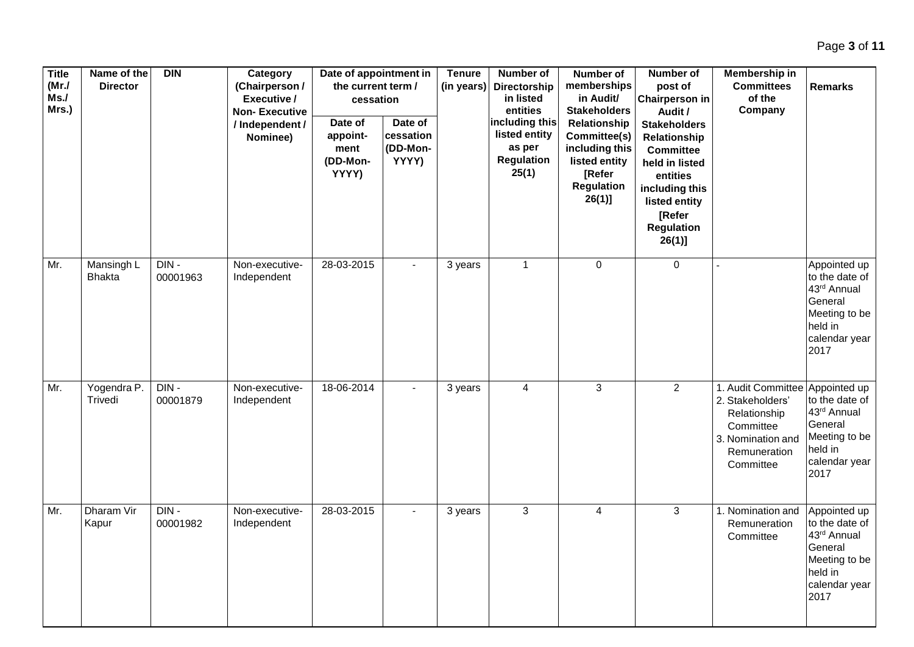| Title (Mr./ Ms./ Mrs.) | Name of the Director | DIN | Category (Chairperson / Executive / Non- Executive / Independent / Nominee) | Date of appointment in the current term / cessation | | Tenure (in years) | Number of Directorship in listed entities including this listed entity as per Regulation 25(1) | Number of memberships in Audit/ Stakeholders Relationship Committee(s) including this listed entity [Refer Regulation 26(1)] | Number of post of Chairperson in Audit / Stakeholders Relationship Committee held in listed entities including this listed entity [Refer Regulation 26(1)] | Membership in Committees of the Company | Remarks |
|---|---|---|---|---|---|---|---|---|---|---|---|
| | | | | Date of appoint-ment (DD-Mon-YYYY) | Date of cessation (DD-Mon-YYYY) | | | | | | |
| Mr. | Mansingh L Bhakta | DIN - 00001963 | Non-executive-Independent | 28-03-2015 | - | 3 years | 1 | 0 | 0 | - | Appointed up to the date of 43rd Annual General Meeting to be held in calendar year 2017 |
| Mr. | Yogendra P. Trivedi | DIN - 00001879 | Non-executive-Independent | 18-06-2014 | - | 3 years | 4 | 3 | 2 | 1. Audit Committee 2. Stakeholders' Relationship Committee 3. Nomination and Remuneration Committee | Appointed up to the date of 43rd Annual General Meeting to be held in calendar year 2017 |
| Mr. | Dharam Vir Kapur | DIN - 00001982 | Non-executive-Independent | 28-03-2015 | - | 3 years | 3 | 4 | 3 | 1. Nomination and Remuneration Committee | Appointed up to the date of 43rd Annual General Meeting to be held in calendar year 2017 |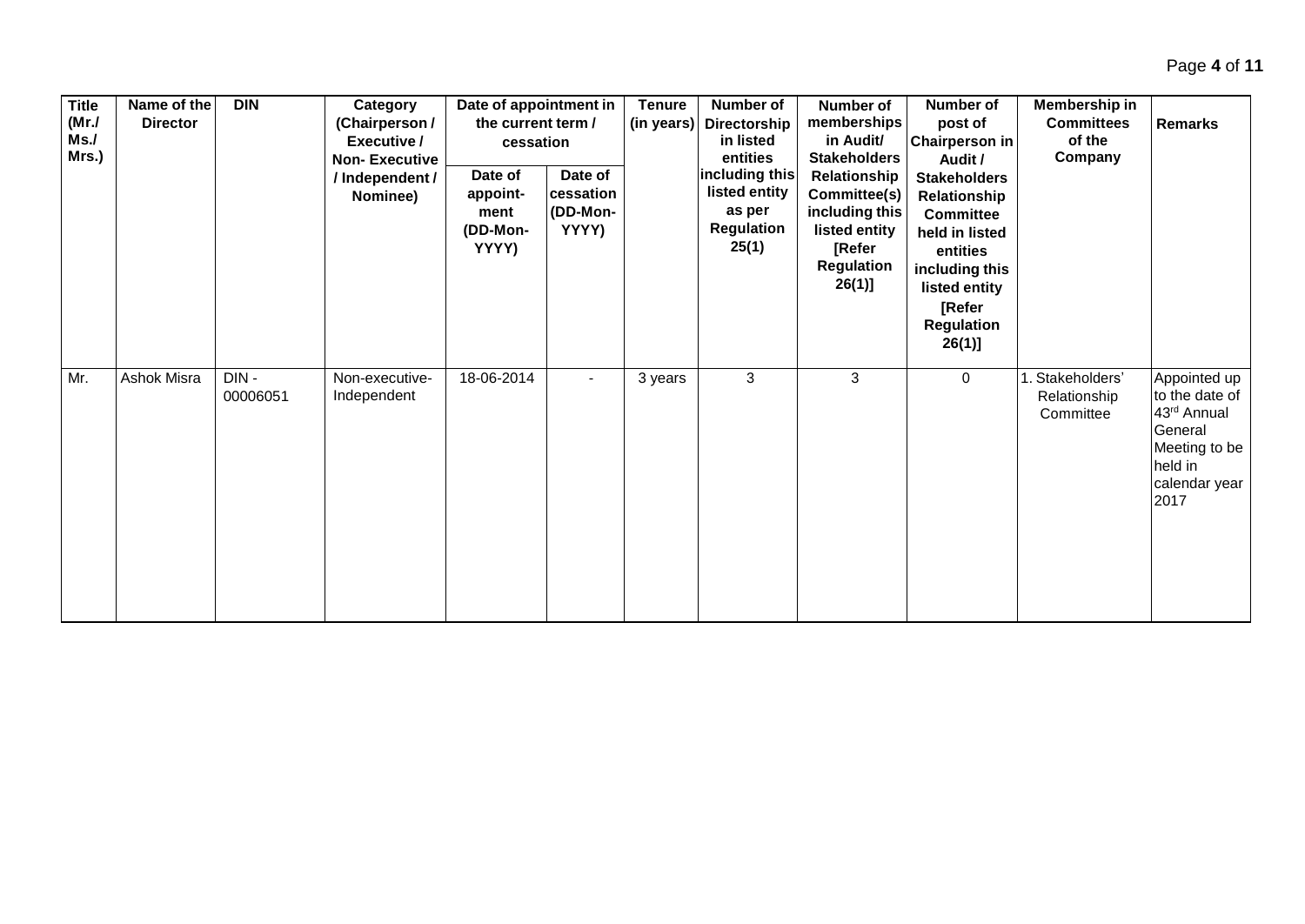| Title (Mr./ Ms./ Mrs.) | Name of the Director | DIN | Category (Chairperson / Executive / Non- Executive / Independent / Nominee) | Date of appointment in the current term / cessation | | Tenure (in years) | Number of Directorship in listed entities including this listed entity as per Regulation 25(1) | Number of memberships in Audit/ Stakeholders Relationship Committee(s) including this listed entity [Refer Regulation 26(1)] | Number of post of Chairperson in Audit / Stakeholders Relationship Committee held in listed entities including this listed entity [Refer Regulation 26(1)] | Membership in Committees of the Company | Remarks |
|---|---|---|---|---|---|---|---|---|---|---|---|
| | | | | Date of appoint-ment (DD-Mon-YYYY) | Date of cessation (DD-Mon-YYYY) | | | | | | |
| Mr. | Ashok Misra | DIN - 00006051 | Non-executive-Independent | 18-06-2014 | - | 3 years | 3 | 3 | 0 | 1. Stakeholders' Relationship Committee | Appointed up to the date of 43rd Annual General Meeting to be held in calendar year 2017 |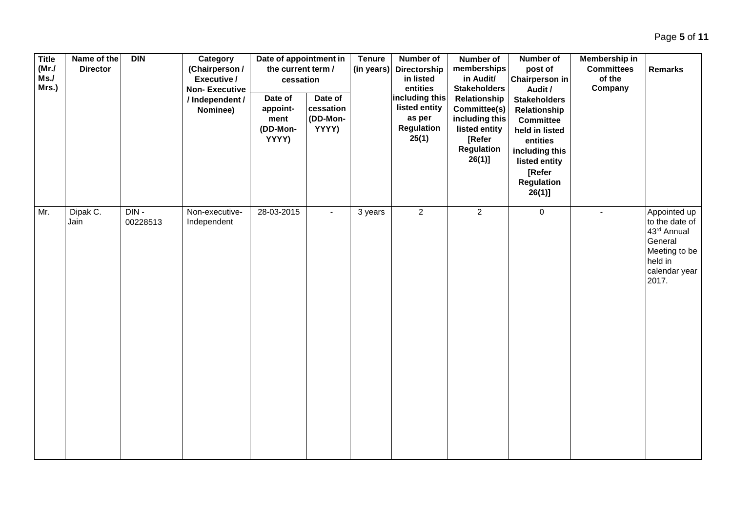| Title (Mr./ Ms./ Mrs.) | Name of the Director | DIN | Category (Chairperson / Executive / Non- Executive / Independent / Nominee) | Date of appointment in the current term / cessation | | Tenure (in years) | Number of Directorship in listed entities including this listed entity as per Regulation 25(1) | Number of memberships in Audit/ Stakeholders Relationship Committee(s) including this listed entity [Refer Regulation 26(1)] | Number of post of Chairperson in Audit / Stakeholders Relationship Committee held in listed entities including this listed entity [Refer Regulation 26(1)] | Membership in Committees of the Company | Remarks |
|---|---|---|---|---|---|---|---|---|---|---|---|
| | | | | Date of appoint-ment (DD-Mon-YYYY) | Date of cessation (DD-Mon-YYYY) | | | | | | |
| Mr. | Dipak C. Jain | DIN - 00228513 | Non-executive-Independent | 28-03-2015 | - | 3 years | 2 | 2 | 0 | - | Appointed up to the date of 43rd Annual General Meeting to be held in calendar year 2017. |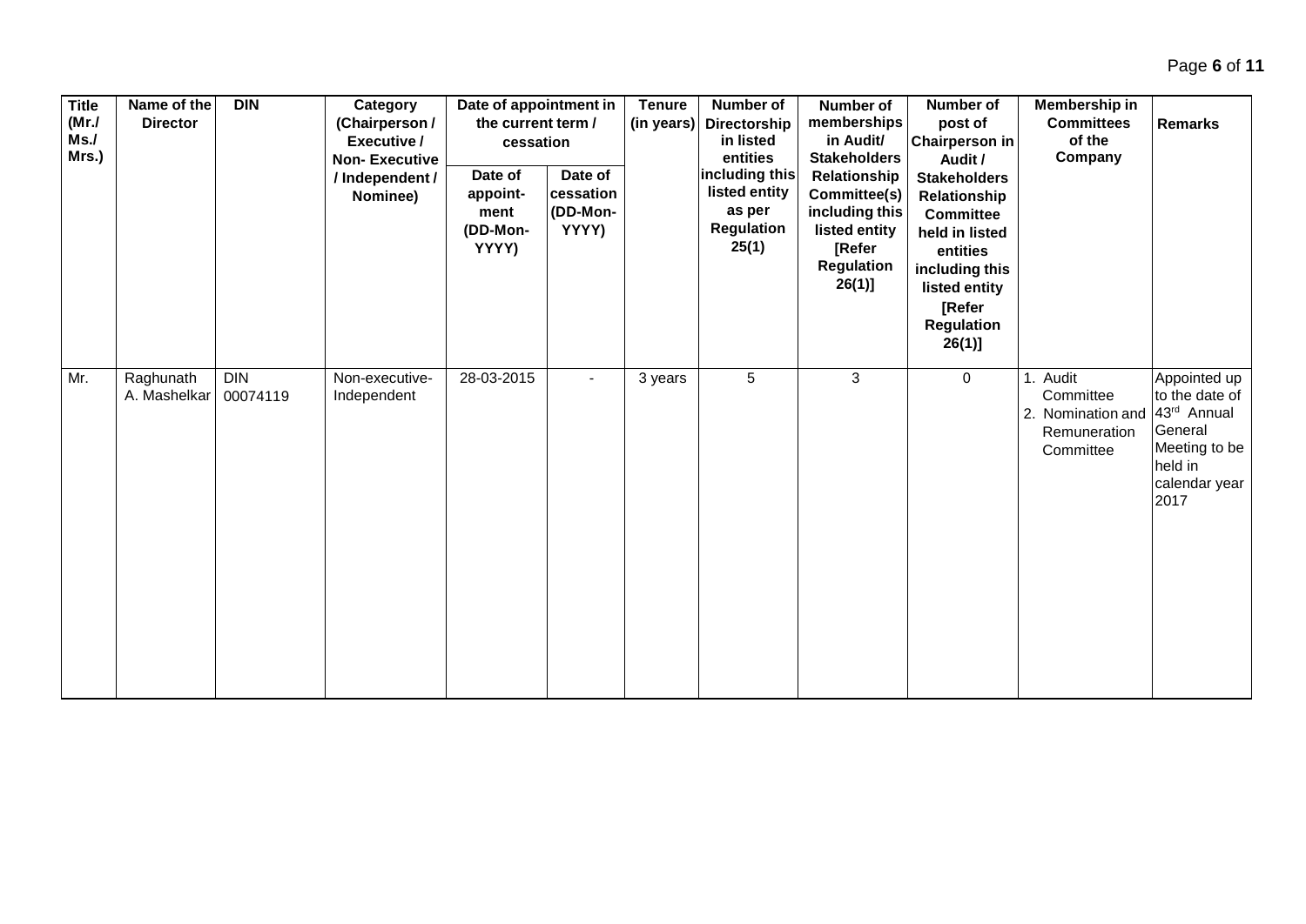| Title (Mr./ Ms./ Mrs.) | Name of the Director | DIN | Category (Chairperson / Executive / Non- Executive / Independent / Nominee) | Date of appointment in the current term / cessation | | Tenure (in years) | Number of Directorship in listed entities including this listed entity as per Regulation 25(1) | Number of memberships in Audit/ Stakeholders Relationship Committee(s) including this listed entity [Refer Regulation 26(1)] | Number of post of Chairperson in Audit / Stakeholders Relationship Committee held in listed entities including this listed entity [Refer Regulation 26(1)] | Membership in Committees of the Company | Remarks |
|---|---|---|---|---|---|---|---|---|---|---|---|
| | | | | Date of appoint-ment (DD-Mon-YYYY) | Date of cessation (DD-Mon-YYYY) | | | | | | |
| Mr. | Raghunath A. Mashelkar | DIN 00074119 | Non-executive-Independent | 28-03-2015 | - | 3 years | 5 | 3 | 0 | 1. Audit Committee 2. Nomination and Remuneration Committee | Appointed up to the date of 43rd Annual General Meeting to be held in calendar year 2017 |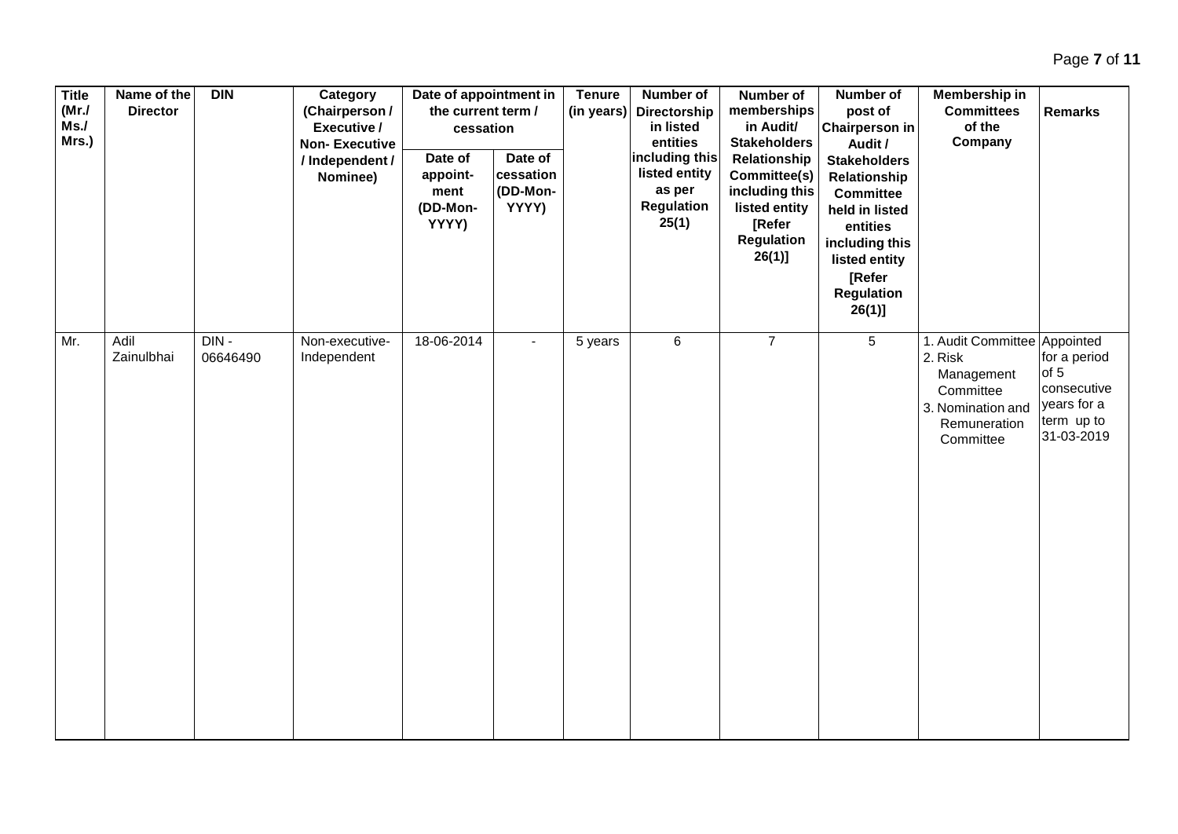| Title (Mr./ Ms./ Mrs.) | Name of the Director | DIN | Category (Chairperson / Executive / Non- Executive / Independent / Nominee) | Date of appointment in the current term / cessation | | Tenure (in years) | Number of Directorship in listed entities including this listed entity as per Regulation 25(1) | Number of memberships in Audit/ Stakeholders Relationship Committee(s) including this listed entity [Refer Regulation 26(1)] | Number of post of Chairperson in Audit / Stakeholders Relationship Committee held in listed entities including this listed entity [Refer Regulation 26(1)] | Membership in Committees of the Company | Remarks |
|---|---|---|---|---|---|---|---|---|---|---|---|
| | | | | Date of appoint-ment (DD-Mon-YYYY) | Date of cessation (DD-Mon-YYYY) | | | | | | |
| Mr. | Adil Zainulbhai | DIN - 06646490 | Non-executive-Independent | 18-06-2014 | - | 5 years | 6 | 7 | 5 | 1. Audit Committee 2. Risk Management Committee 3. Nomination and Remuneration Committee | Appointed for a period of 5 consecutive years for a term up to 31-03-2019 |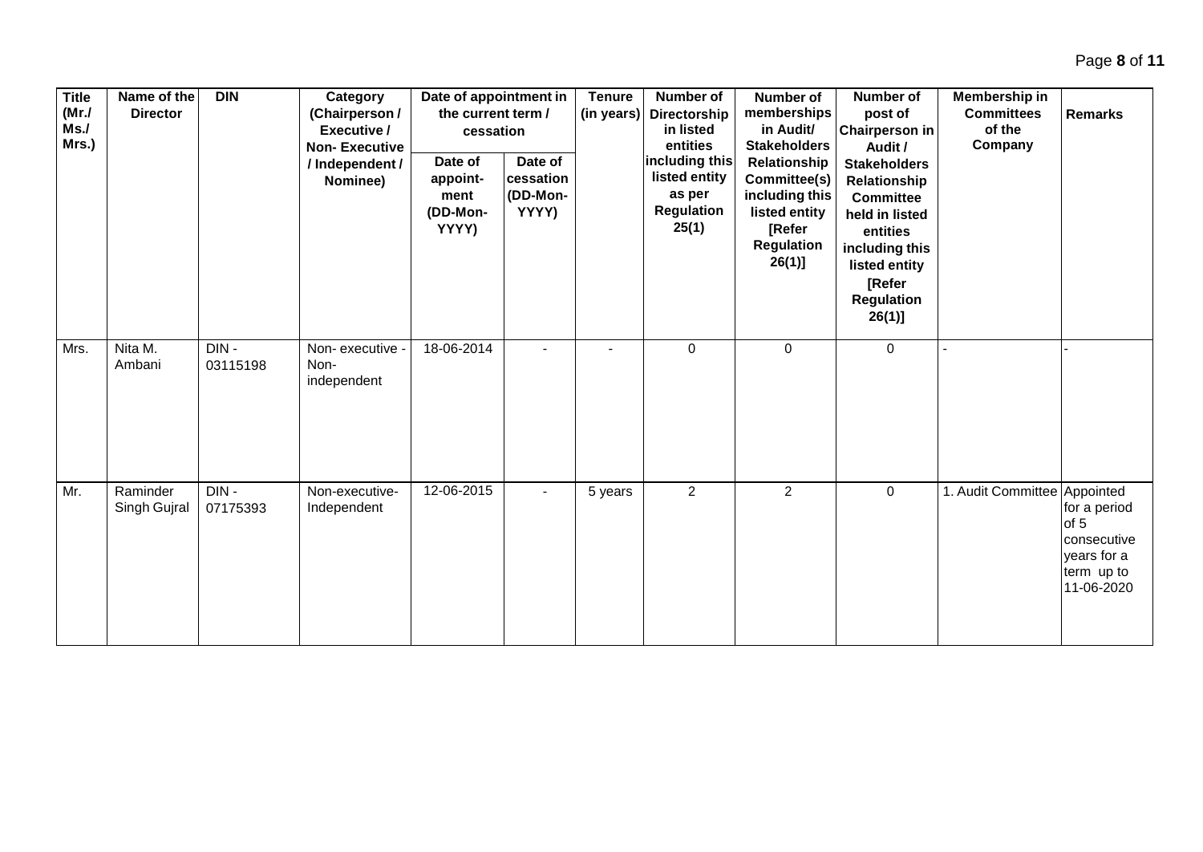| Title (Mr./ Ms./ Mrs.) | Name of the Director | DIN | Category (Chairperson / Executive / Non- Executive / Independent / Nominee) | Date of appointment in the current term / cessation | | Tenure (in years) | Number of Directorship in listed entities including this listed entity as per Regulation 25(1) | Number of memberships in Audit/ Stakeholders Relationship Committee(s) including this listed entity [Refer Regulation 26(1)] | Number of post of Chairperson in Audit / Stakeholders Relationship Committee held in listed entities including this listed entity [Refer Regulation 26(1)] | Membership in Committees of the Company | Remarks |
|---|---|---|---|---|---|---|---|---|---|---|---|
| | | | | Date of appoint-ment (DD-Mon-YYYY) | Date of cessation (DD-Mon-YYYY) | | | | | | |
| Mrs. | Nita M. Ambani | DIN - 03115198 | Non- executive - Non-independent | 18-06-2014 | - | - | 0 | 0 | 0 | - | - |
| Mr. | Raminder Singh Gujral | DIN - 07175393 | Non-executive-Independent | 12-06-2015 | - | 5 years | 2 | 2 | 0 | 1. Audit Committee | Appointed for a period of 5 consecutive years for a term up to 11-06-2020 |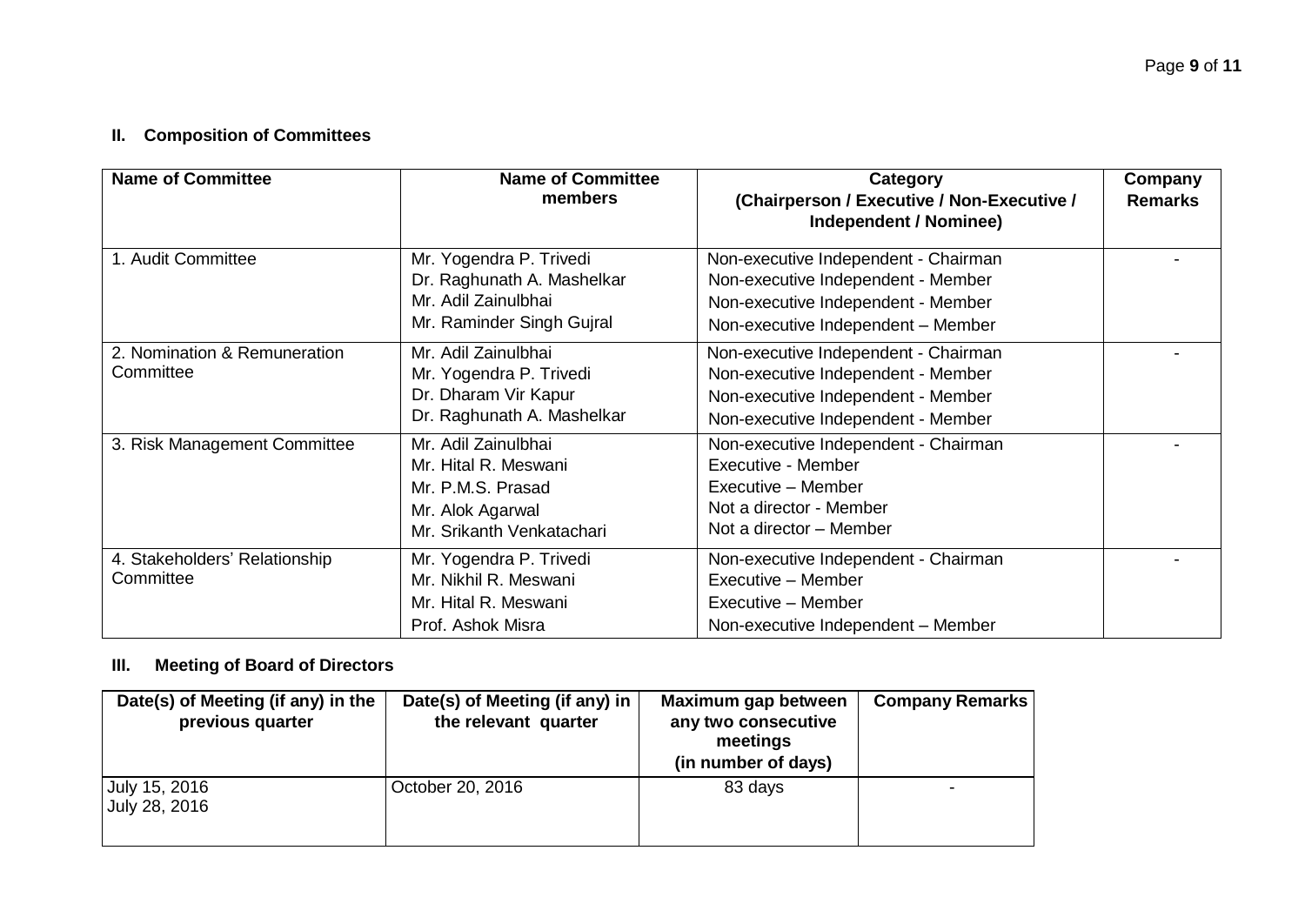## II. Composition of Committees

| Name of Committee | Name of Committee members | Category (Chairperson / Executive / Non-Executive / Independent / Nominee) | Company Remarks |
|---|---|---|---|
| 1. Audit Committee | Mr. Yogendra P. Trivedi<br>Dr. Raghunath A. Mashelkar<br>Mr. Adil Zainulbhai<br>Mr. Raminder Singh Gujral | Non-executive Independent - Chairman<br>Non-executive Independent - Member<br>Non-executive Independent - Member<br>Non-executive Independent – Member | - |
| 2. Nomination & Remuneration Committee | Mr. Adil Zainulbhai<br>Mr. Yogendra P. Trivedi<br>Dr. Dharam Vir Kapur<br>Dr. Raghunath A. Mashelkar | Non-executive Independent - Chairman<br>Non-executive Independent - Member<br>Non-executive Independent - Member<br>Non-executive Independent - Member | - |
| 3. Risk Management Committee | Mr. Adil Zainulbhai<br>Mr. Hital R. Meswani<br>Mr. P.M.S. Prasad<br>Mr. Alok Agarwal<br>Mr. Srikanth Venkatachari | Non-executive Independent - Chairman<br>Executive - Member<br>Executive – Member<br>Not a director - Member<br>Not a director – Member | - |
| 4. Stakeholders' Relationship Committee | Mr. Yogendra P. Trivedi<br>Mr. Nikhil R. Meswani<br>Mr. Hital R. Meswani<br>Prof. Ashok Misra | Non-executive Independent - Chairman<br>Executive – Member<br>Executive – Member<br>Non-executive Independent – Member | - |

## III. Meeting of Board of Directors

| Date(s) of Meeting (if any) in the previous quarter | Date(s) of Meeting (if any) in the relevant quarter | Maximum gap between any two consecutive meetings (in number of days) | Company Remarks |
|---|---|---|---|
| July 15, 2016<br>July 28, 2016 | October 20, 2016 | 83 days | - |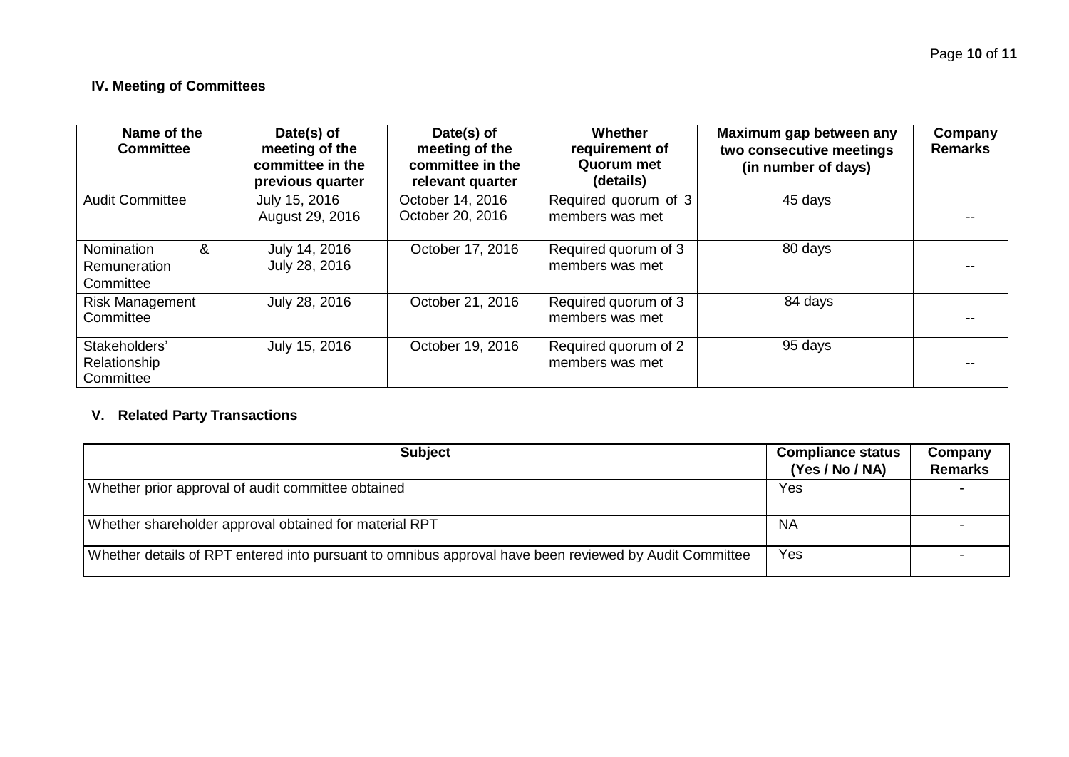## IV. Meeting of Committees

| Name of the Committee | Date(s) of meeting of the committee in the previous quarter | Date(s) of meeting of the committee in the relevant quarter | Whether requirement of Quorum met (details) | Maximum gap between any two consecutive meetings (in number of days) | Company Remarks |
|---|---|---|---|---|---|
| Audit Committee | July 15, 2016<br>August 29, 2016 | October 14, 2016<br>October 20, 2016 | Required quorum of 3 members was met | 45 days | -- |
| Nomination & Remuneration Committee | July 14, 2016<br>July 28, 2016 | October 17, 2016 | Required quorum of 3 members was met | 80 days | -- |
| Risk Management Committee | July 28, 2016 | October 21, 2016 | Required quorum of 3 members was met | 84 days | -- |
| Stakeholders' Relationship Committee | July 15, 2016 | October 19, 2016 | Required quorum of 2 members was met | 95 days | -- |

## V. Related Party Transactions

| Subject | Compliance status (Yes / No / NA) | Company Remarks |
|---|---|---|
| Whether prior approval of audit committee obtained | Yes | - |
| Whether shareholder approval obtained for material RPT | NA | - |
| Whether details of RPT entered into pursuant to omnibus approval have been reviewed by Audit Committee | Yes | - |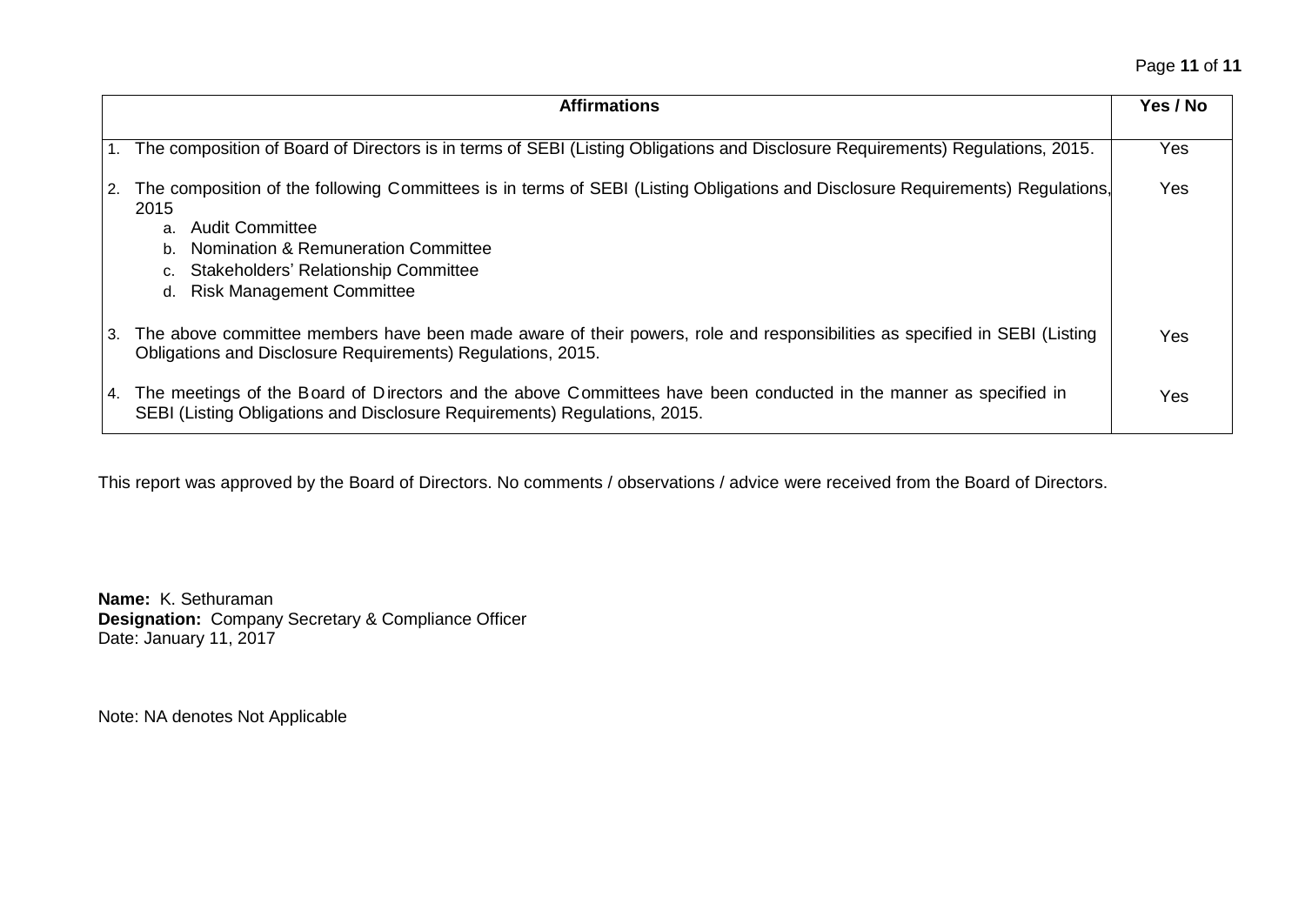| Affirmations | Yes / No |
|---|---|
| 1. The composition of Board of Directors is in terms of SEBI (Listing Obligations and Disclosure Requirements) Regulations, 2015. | Yes |
| 2. The composition of the following Committees is in terms of SEBI (Listing Obligations and Disclosure Requirements) Regulations, 2015<br>a. Audit Committee<br>b. Nomination & Remuneration Committee<br>c. Stakeholders' Relationship Committee<br>d. Risk Management Committee | Yes |
| 3. The above committee members have been made aware of their powers, role and responsibilities as specified in SEBI (Listing Obligations and Disclosure Requirements) Regulations, 2015. | Yes |
| 4. The meetings of the Board of Directors and the above Committees have been conducted in the manner as specified in SEBI (Listing Obligations and Disclosure Requirements) Regulations, 2015. | Yes |

This report was approved by the Board of Directors. No comments / observations / advice were received from the Board of Directors.

**Name:** K. Sethuraman
**Designation:** Company Secretary & Compliance Officer
Date: January 11, 2017

Note: NA denotes Not Applicable